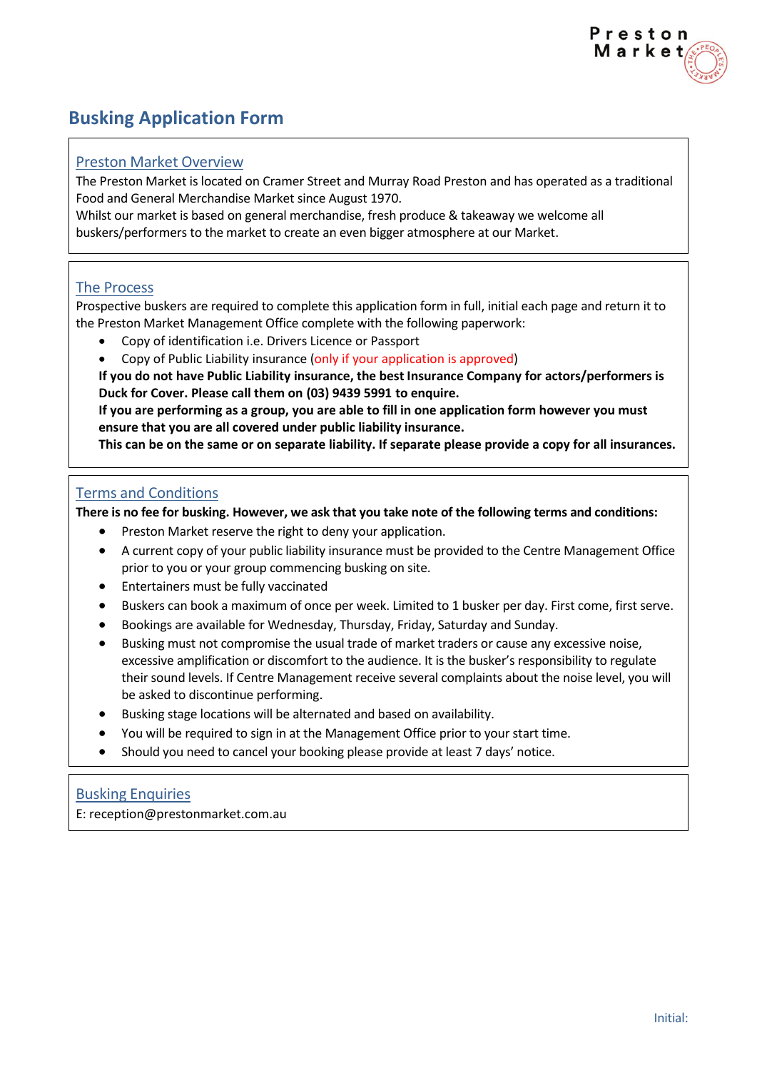# Busking Application Form

## Preston Market Overview

The Preston Market is located on Cramer Street and Murray Road Preston and has operated as a traditional Food and General Merchandise Market since August 1970.
Whilst our market is based on general merchandise, fresh produce & takeaway we welcome all buskers/performers to the market to create an even bigger atmosphere at our Market.

## The Process

Prospective buskers are required to complete this application form in full, initial each page and return it to the Preston Market Management Office complete with the following paperwork:

- Copy of identification i.e. Drivers Licence or Passport
- Copy of Public Liability insurance (only if your application is approved)

**If you do not have Public Liability insurance, the best Insurance Company for actors/performers is Duck for Cover. Please call them on (03) 9439 5991 to enquire.**
**If you are performing as a group, you are able to fill in one application form however you must ensure that you are all covered under public liability insurance.**
**This can be on the same or on separate liability. If separate please provide a copy for all insurances.**

## Terms and Conditions

**There is no fee for busking. However, we ask that you take note of the following terms and conditions:**

- Preston Market reserve the right to deny your application.
- A current copy of your public liability insurance must be provided to the Centre Management Office prior to you or your group commencing busking on site.
- Entertainers must be fully vaccinated
- Buskers can book a maximum of once per week. Limited to 1 busker per day. First come, first serve.
- Bookings are available for Wednesday, Thursday, Friday, Saturday and Sunday.
- Busking must not compromise the usual trade of market traders or cause any excessive noise, excessive amplification or discomfort to the audience. It is the busker's responsibility to regulate their sound levels. If Centre Management receive several complaints about the noise level, you will be asked to discontinue performing.
- Busking stage locations will be alternated and based on availability.
- You will be required to sign in at the Management Office prior to your start time.
- Should you need to cancel your booking please provide at least 7 days' notice.

## Busking Enquiries

E: reception@prestonmarket.com.au

Initial: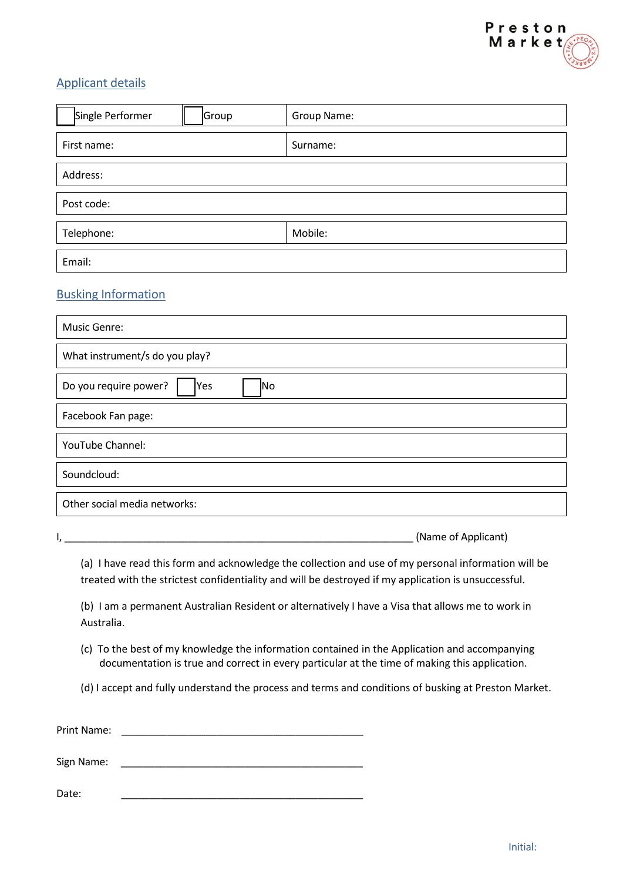## Applicant details

| | | |
|---|---|---|
| ☐ Single Performer | ☐ Group | Group Name: |
| First name: | | Surname: |
| Address: | | |
| Post code: | | |
| Telephone: | | Mobile: |
| Email: | | |

## Busking Information

| |
|---|
| Music Genre: |
| What instrument/s do you play? |
| Do you require power? ☐ Yes ☐ No |
| Facebook Fan page: |
| YouTube Channel: |
| Soundcloud: |
| Other social media networks: |

I, ____________________________________________________________ (Name of Applicant)

(a) I have read this form and acknowledge the collection and use of my personal information will be treated with the strictest confidentiality and will be destroyed if my application is unsuccessful.

(b) I am a permanent Australian Resident or alternatively I have a Visa that allows me to work in Australia.

(c) To the best of my knowledge the information contained in the Application and accompanying documentation is true and correct in every particular at the time of making this application.

(d) I accept and fully understand the process and terms and conditions of busking at Preston Market.

Print Name: ____________________________________________

Sign Name: ____________________________________________

Date: ____________________________________________

Initial: